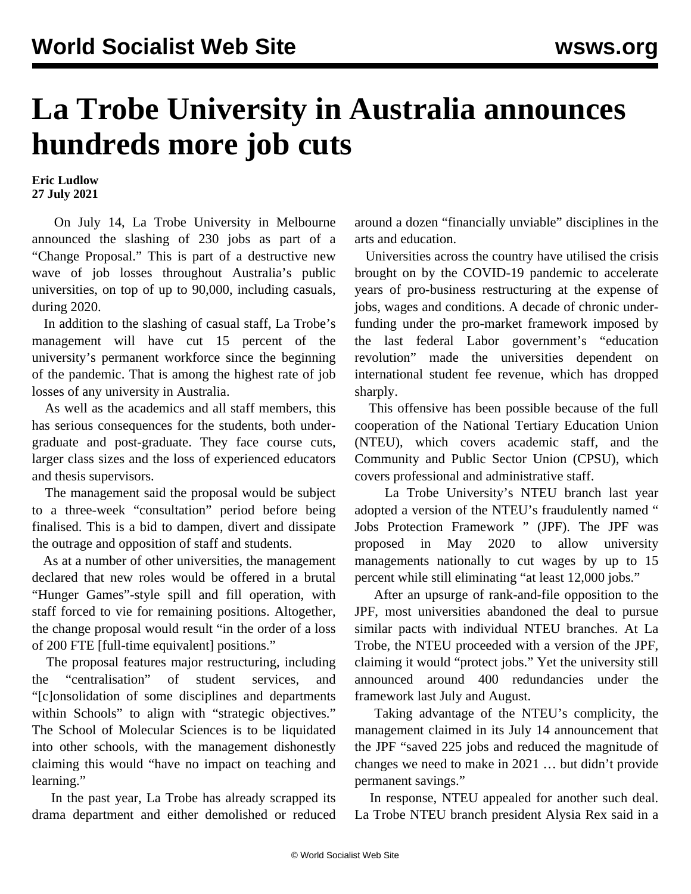# La Trobe University in Australia announces hundreds more job cuts

**Eric Ludlow**
**27 July 2021**

On July 14, La Trobe University in Melbourne announced the slashing of 230 jobs as part of a "Change Proposal." This is part of a destructive new wave of job losses throughout Australia's public universities, on top of up to 90,000, including casuals, during 2020.

In addition to the slashing of casual staff, La Trobe's management will have cut 15 percent of the university's permanent workforce since the beginning of the pandemic. That is among the highest rate of job losses of any university in Australia.

As well as the academics and all staff members, this has serious consequences for the students, both under-graduate and post-graduate. They face course cuts, larger class sizes and the loss of experienced educators and thesis supervisors.

The management said the proposal would be subject to a three-week "consultation" period before being finalised. This is a bid to dampen, divert and dissipate the outrage and opposition of staff and students.

As at a number of other universities, the management declared that new roles would be offered in a brutal "Hunger Games"-style spill and fill operation, with staff forced to vie for remaining positions. Altogether, the change proposal would result "in the order of a loss of 200 FTE [full-time equivalent] positions."

The proposal features major restructuring, including the "centralisation" of student services, and "[c]onsolidation of some disciplines and departments within Schools" to align with "strategic objectives." The School of Molecular Sciences is to be liquidated into other schools, with the management dishonestly claiming this would "have no impact on teaching and learning."

In the past year, La Trobe has already scrapped its drama department and either demolished or reduced around a dozen "financially unviable" disciplines in the arts and education.

Universities across the country have utilised the crisis brought on by the COVID-19 pandemic to accelerate years of pro-business restructuring at the expense of jobs, wages and conditions. A decade of chronic under-funding under the pro-market framework imposed by the last federal Labor government's "education revolution" made the universities dependent on international student fee revenue, which has dropped sharply.

This offensive has been possible because of the full cooperation of the National Tertiary Education Union (NTEU), which covers academic staff, and the Community and Public Sector Union (CPSU), which covers professional and administrative staff.

La Trobe University's NTEU branch last year adopted a version of the NTEU's fraudulently named " Jobs Protection Framework " (JPF). The JPF was proposed in May 2020 to allow university managements nationally to cut wages by up to 15 percent while still eliminating "at least 12,000 jobs."

After an upsurge of rank-and-file opposition to the JPF, most universities abandoned the deal to pursue similar pacts with individual NTEU branches. At La Trobe, the NTEU proceeded with a version of the JPF, claiming it would "protect jobs." Yet the university still announced around 400 redundancies under the framework last July and August.

Taking advantage of the NTEU's complicity, the management claimed in its July 14 announcement that the JPF "saved 225 jobs and reduced the magnitude of changes we need to make in 2021 … but didn't provide permanent savings."

In response, NTEU appealed for another such deal. La Trobe NTEU branch president Alysia Rex said in a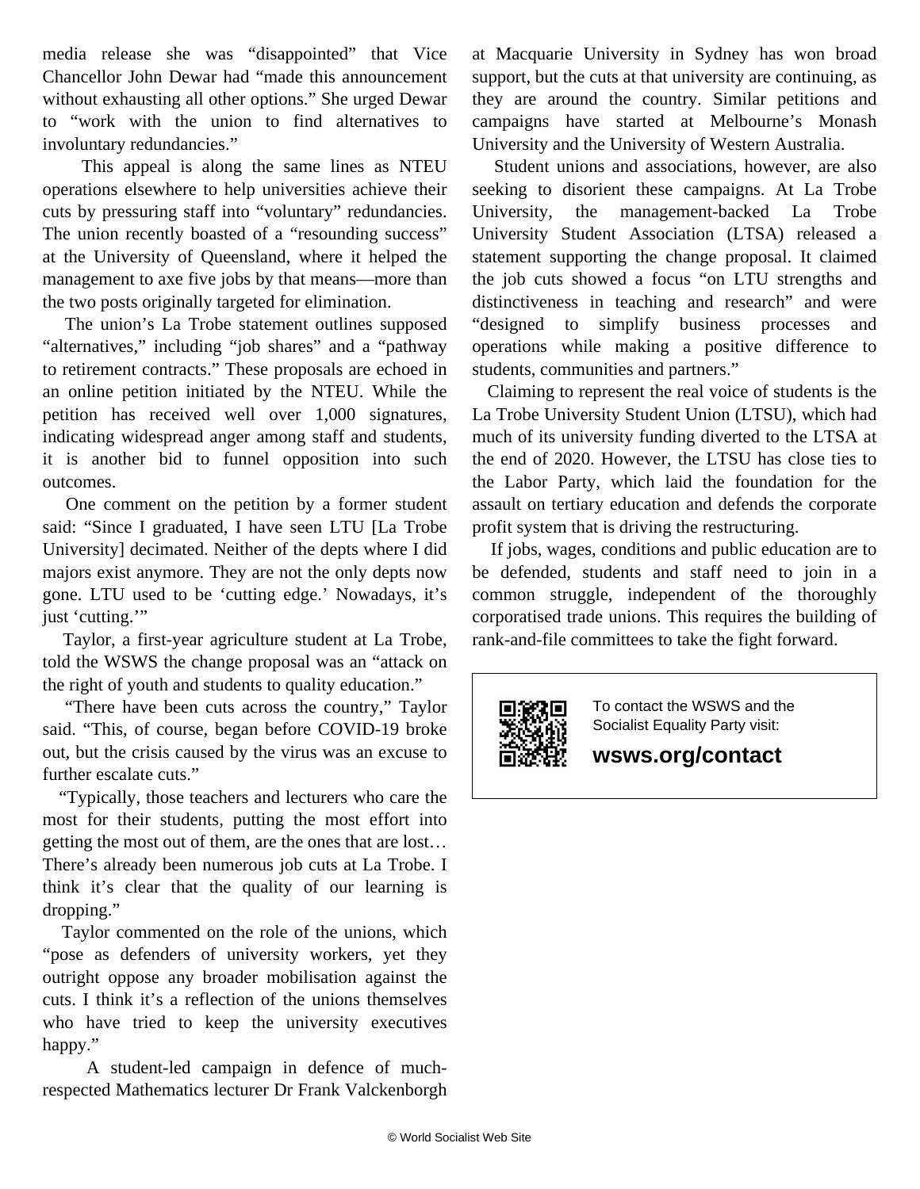media release she was "disappointed" that Vice Chancellor John Dewar had "made this announcement without exhausting all other options." She urged Dewar to "work with the union to find alternatives to involuntary redundancies."

This appeal is along the same lines as NTEU operations elsewhere to help universities achieve their cuts by pressuring staff into "voluntary" redundancies. The union recently boasted of a "resounding success" at the University of Queensland, where it helped the management to axe five jobs by that means—more than the two posts originally targeted for elimination.

The union's La Trobe statement outlines supposed "alternatives," including "job shares" and a "pathway to retirement contracts." These proposals are echoed in an online petition initiated by the NTEU. While the petition has received well over 1,000 signatures, indicating widespread anger among staff and students, it is another bid to funnel opposition into such outcomes.

One comment on the petition by a former student said: "Since I graduated, I have seen LTU [La Trobe University] decimated. Neither of the depts where I did majors exist anymore. They are not the only depts now gone. LTU used to be 'cutting edge.' Nowadays, it's just 'cutting.'"

Taylor, a first-year agriculture student at La Trobe, told the WSWS the change proposal was an "attack on the right of youth and students to quality education."

"There have been cuts across the country," Taylor said. "This, of course, began before COVID-19 broke out, but the crisis caused by the virus was an excuse to further escalate cuts."

"Typically, those teachers and lecturers who care the most for their students, putting the most effort into getting the most out of them, are the ones that are lost… There's already been numerous job cuts at La Trobe. I think it's clear that the quality of our learning is dropping."

Taylor commented on the role of the unions, which "pose as defenders of university workers, yet they outright oppose any broader mobilisation against the cuts. I think it's a reflection of the unions themselves who have tried to keep the university executives happy."

A student-led campaign in defence of much-respected Mathematics lecturer Dr Frank Valckenborgh at Macquarie University in Sydney has won broad support, but the cuts at that university are continuing, as they are around the country. Similar petitions and campaigns have started at Melbourne's Monash University and the University of Western Australia.

Student unions and associations, however, are also seeking to disorient these campaigns. At La Trobe University, the management-backed La Trobe University Student Association (LTSA) released a statement supporting the change proposal. It claimed the job cuts showed a focus "on LTU strengths and distinctiveness in teaching and research" and were "designed to simplify business processes and operations while making a positive difference to students, communities and partners."

Claiming to represent the real voice of students is the La Trobe University Student Union (LTSU), which had much of its university funding diverted to the LTSA at the end of 2020. However, the LTSU has close ties to the Labor Party, which laid the foundation for the assault on tertiary education and defends the corporate profit system that is driving the restructuring.

If jobs, wages, conditions and public education are to be defended, students and staff need to join in a common struggle, independent of the thoroughly corporatised trade unions. This requires the building of rank-and-file committees to take the fight forward.

To contact the WSWS and the Socialist Equality Party visit:

**wsws.org/contact**